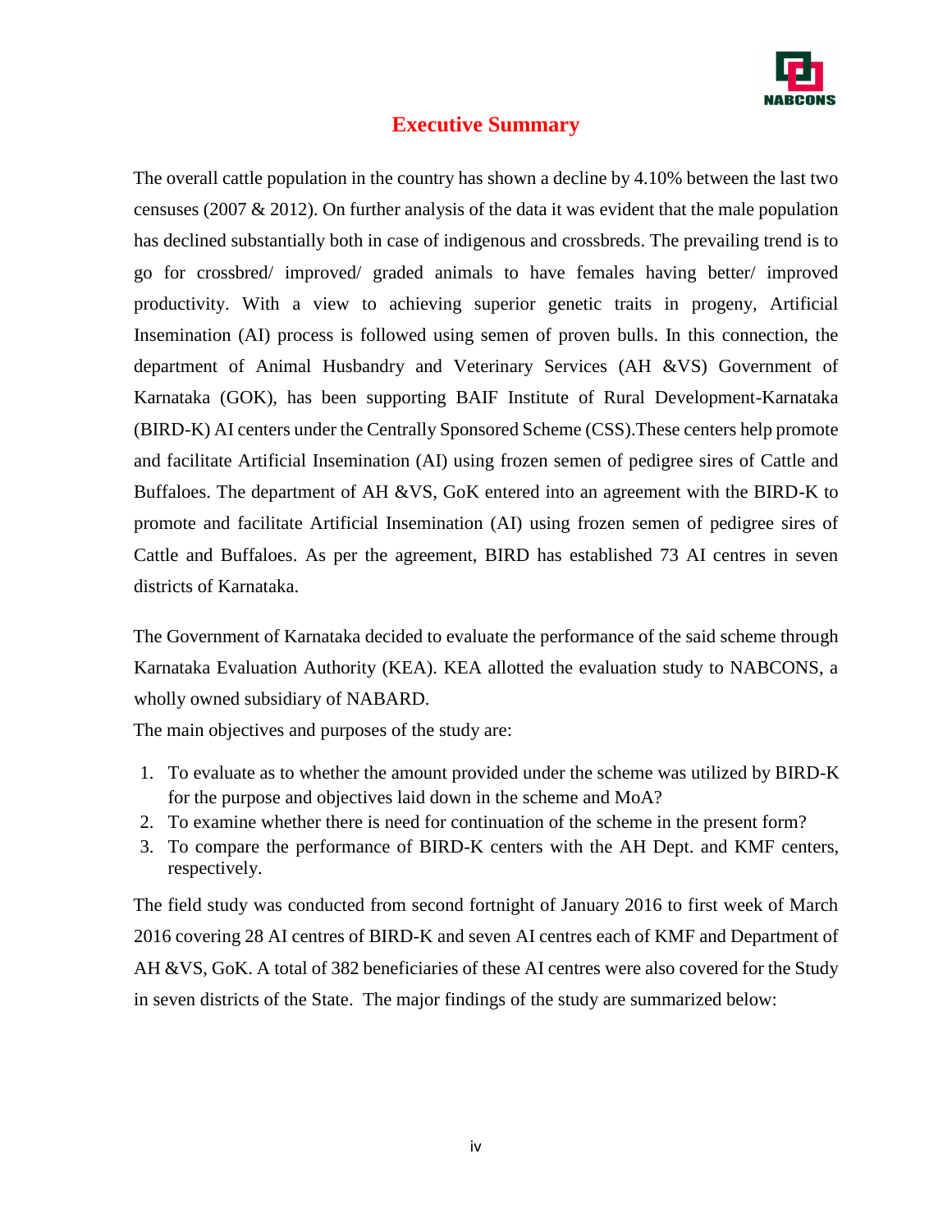# Executive Summary

The overall cattle population in the country has shown a decline by 4.10% between the last two censuses (2007 & 2012). On further analysis of the data it was evident that the male population has declined substantially both in case of indigenous and crossbreds. The prevailing trend is to go for crossbred/ improved/ graded animals to have females having better/ improved productivity. With a view to achieving superior genetic traits in progeny, Artificial Insemination (AI) process is followed using semen of proven bulls. In this connection, the department of Animal Husbandry and Veterinary Services (AH &VS) Government of Karnataka (GOK), has been supporting BAIF Institute of Rural Development-Karnataka (BIRD-K) AI centers under the Centrally Sponsored Scheme (CSS).These centers help promote and facilitate Artificial Insemination (AI) using frozen semen of pedigree sires of Cattle and Buffaloes. The department of AH &VS, GoK entered into an agreement with the BIRD-K to promote and facilitate Artificial Insemination (AI) using frozen semen of pedigree sires of Cattle and Buffaloes. As per the agreement, BIRD has established 73 AI centres in seven districts of Karnataka.

The Government of Karnataka decided to evaluate the performance of the said scheme through Karnataka Evaluation Authority (KEA). KEA allotted the evaluation study to NABCONS, a wholly owned subsidiary of NABARD.

The main objectives and purposes of the study are:

1. To evaluate as to whether the amount provided under the scheme was utilized by BIRD-K for the purpose and objectives laid down in the scheme and MoA?
2. To examine whether there is need for continuation of the scheme in the present form?
3. To compare the performance of BIRD-K centers with the AH Dept. and KMF centers, respectively.

The field study was conducted from second fortnight of January 2016 to first week of March 2016 covering 28 AI centres of BIRD-K and seven AI centres each of KMF and Department of AH &VS, GoK. A total of 382 beneficiaries of these AI centres were also covered for the Study in seven districts of the State. The major findings of the study are summarized below: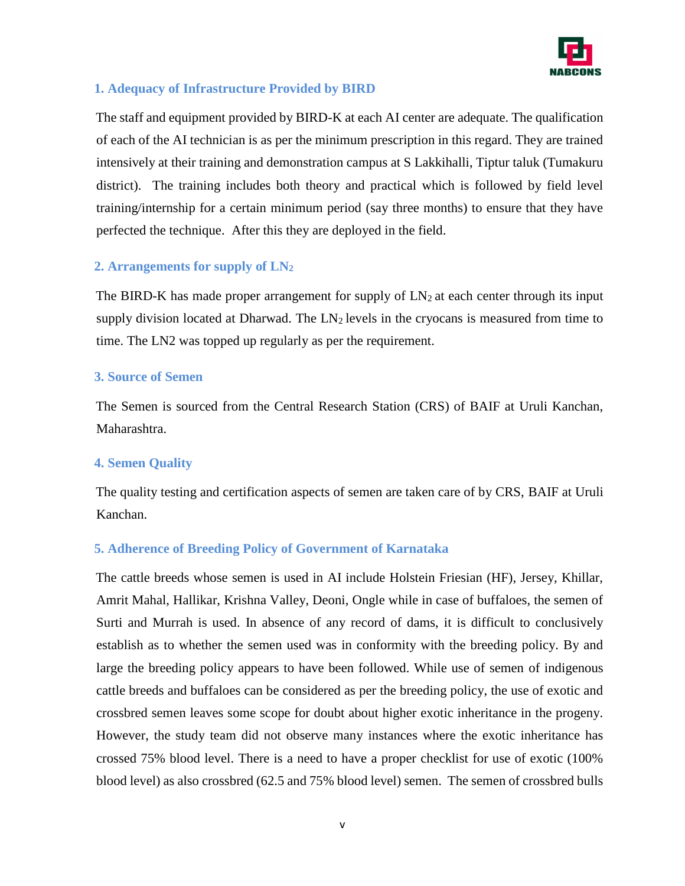### 1. Adequacy of Infrastructure Provided by BIRD

The staff and equipment provided by BIRD-K at each AI center are adequate. The qualification of each of the AI technician is as per the minimum prescription in this regard. They are trained intensively at their training and demonstration campus at S Lakkihalli, Tiptur taluk (Tumakuru district). The training includes both theory and practical which is followed by field level training/internship for a certain minimum period (say three months) to ensure that they have perfected the technique. After this they are deployed in the field.

### 2. Arrangements for supply of $LN_2$

The BIRD-K has made proper arrangement for supply of $LN_2$ at each center through its input supply division located at Dharwad. The $LN_2$ levels in the cryocans is measured from time to time. The LN2 was topped up regularly as per the requirement.

### 3. Source of Semen

The Semen is sourced from the Central Research Station (CRS) of BAIF at Uruli Kanchan, Maharashtra.

### 4. Semen Quality

The quality testing and certification aspects of semen are taken care of by CRS, BAIF at Uruli Kanchan.

### 5. Adherence of Breeding Policy of Government of Karnataka

The cattle breeds whose semen is used in AI include Holstein Friesian (HF), Jersey, Khillar, Amrit Mahal, Hallikar, Krishna Valley, Deoni, Ongle while in case of buffaloes, the semen of Surti and Murrah is used. In absence of any record of dams, it is difficult to conclusively establish as to whether the semen used was in conformity with the breeding policy. By and large the breeding policy appears to have been followed. While use of semen of indigenous cattle breeds and buffaloes can be considered as per the breeding policy, the use of exotic and crossbred semen leaves some scope for doubt about higher exotic inheritance in the progeny. However, the study team did not observe many instances where the exotic inheritance has crossed 75% blood level. There is a need to have a proper checklist for use of exotic (100% blood level) as also crossbred (62.5 and 75% blood level) semen. The semen of crossbred bulls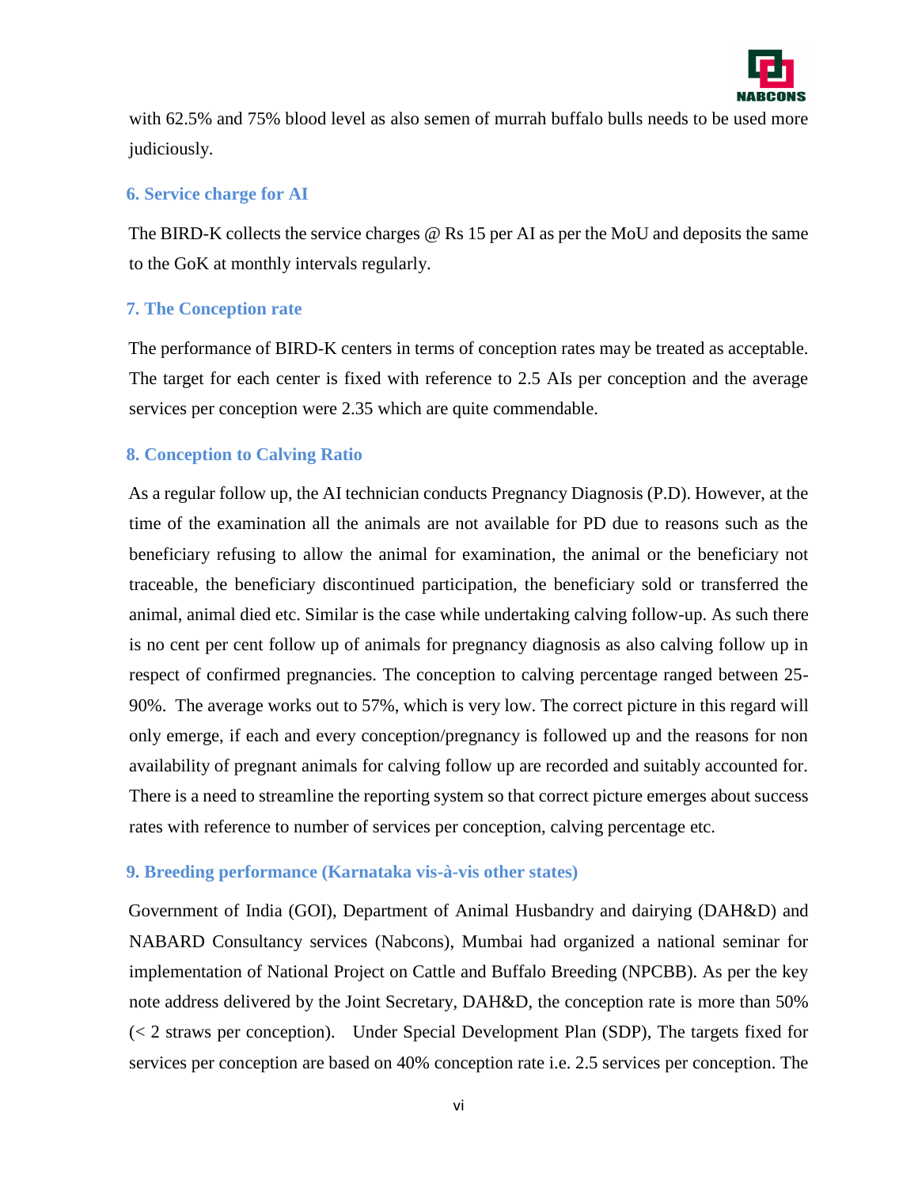with 62.5% and 75% blood level as also semen of murrah buffalo bulls needs to be used more judiciously.

### 6. Service charge for AI

The BIRD-K collects the service charges @ Rs 15 per AI as per the MoU and deposits the same to the GoK at monthly intervals regularly.

### 7. The Conception rate

The performance of BIRD-K centers in terms of conception rates may be treated as acceptable. The target for each center is fixed with reference to 2.5 AIs per conception and the average services per conception were 2.35 which are quite commendable.

### 8. Conception to Calving Ratio

As a regular follow up, the AI technician conducts Pregnancy Diagnosis (P.D). However, at the time of the examination all the animals are not available for PD due to reasons such as the beneficiary refusing to allow the animal for examination, the animal or the beneficiary not traceable, the beneficiary discontinued participation, the beneficiary sold or transferred the animal, animal died etc. Similar is the case while undertaking calving follow-up. As such there is no cent per cent follow up of animals for pregnancy diagnosis as also calving follow up in respect of confirmed pregnancies. The conception to calving percentage ranged between 25-90%. The average works out to 57%, which is very low. The correct picture in this regard will only emerge, if each and every conception/pregnancy is followed up and the reasons for non availability of pregnant animals for calving follow up are recorded and suitably accounted for. There is a need to streamline the reporting system so that correct picture emerges about success rates with reference to number of services per conception, calving percentage etc.

### 9. Breeding performance (Karnataka vis-à-vis other states)

Government of India (GOI), Department of Animal Husbandry and dairying (DAH&D) and NABARD Consultancy services (Nabcons), Mumbai had organized a national seminar for implementation of National Project on Cattle and Buffalo Breeding (NPCBB). As per the key note address delivered by the Joint Secretary, DAH&D, the conception rate is more than 50% (< 2 straws per conception). Under Special Development Plan (SDP), The targets fixed for services per conception are based on 40% conception rate i.e. 2.5 services per conception. The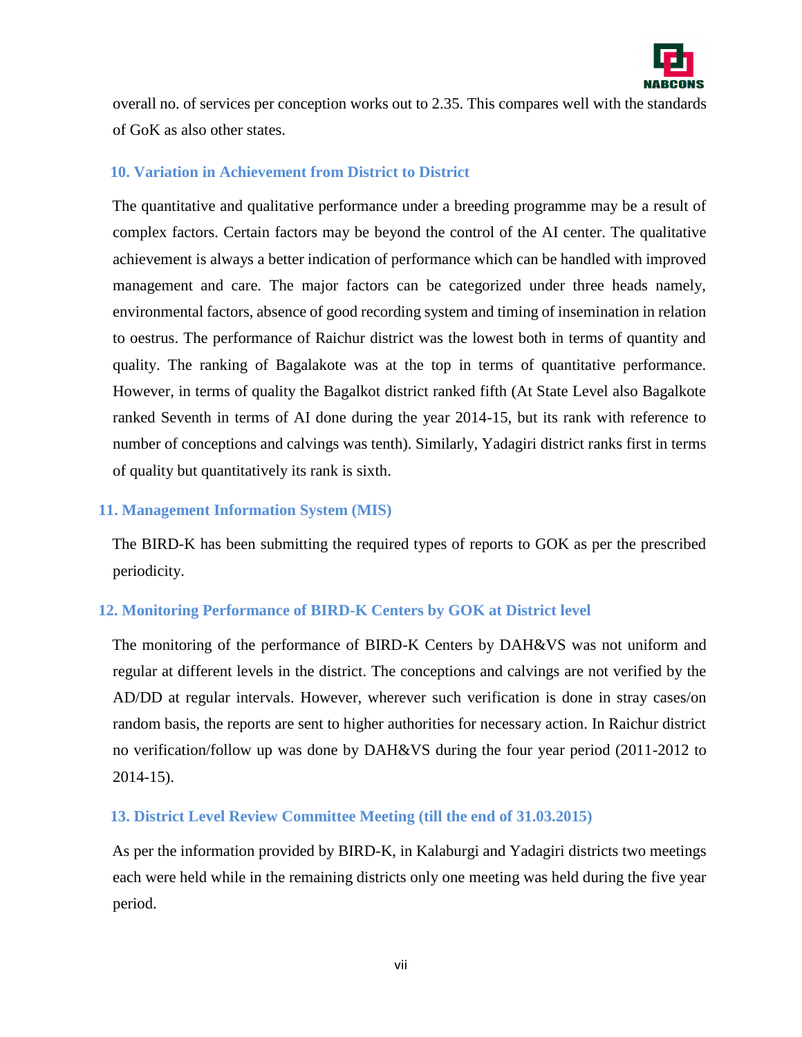overall no. of services per conception works out to 2.35. This compares well with the standards of GoK as also other states.

## 10. Variation in Achievement from District to District

The quantitative and qualitative performance under a breeding programme may be a result of complex factors. Certain factors may be beyond the control of the AI center. The qualitative achievement is always a better indication of performance which can be handled with improved management and care. The major factors can be categorized under three heads namely, environmental factors, absence of good recording system and timing of insemination in relation to oestrus. The performance of Raichur district was the lowest both in terms of quantity and quality. The ranking of Bagalakote was at the top in terms of quantitative performance. However, in terms of quality the Bagalkot district ranked fifth (At State Level also Bagalkote ranked Seventh in terms of AI done during the year 2014-15, but its rank with reference to number of conceptions and calvings was tenth). Similarly, Yadagiri district ranks first in terms of quality but quantitatively its rank is sixth.

## 11. Management Information System (MIS)

The BIRD-K has been submitting the required types of reports to GOK as per the prescribed periodicity.

## 12. Monitoring Performance of BIRD-K Centers by GOK at District level

The monitoring of the performance of BIRD-K Centers by DAH&VS was not uniform and regular at different levels in the district. The conceptions and calvings are not verified by the AD/DD at regular intervals. However, wherever such verification is done in stray cases/on random basis, the reports are sent to higher authorities for necessary action. In Raichur district no verification/follow up was done by DAH&VS during the four year period (2011-2012 to 2014-15).

## 13. District Level Review Committee Meeting (till the end of 31.03.2015)

As per the information provided by BIRD-K, in Kalaburgi and Yadagiri districts two meetings each were held while in the remaining districts only one meeting was held during the five year period.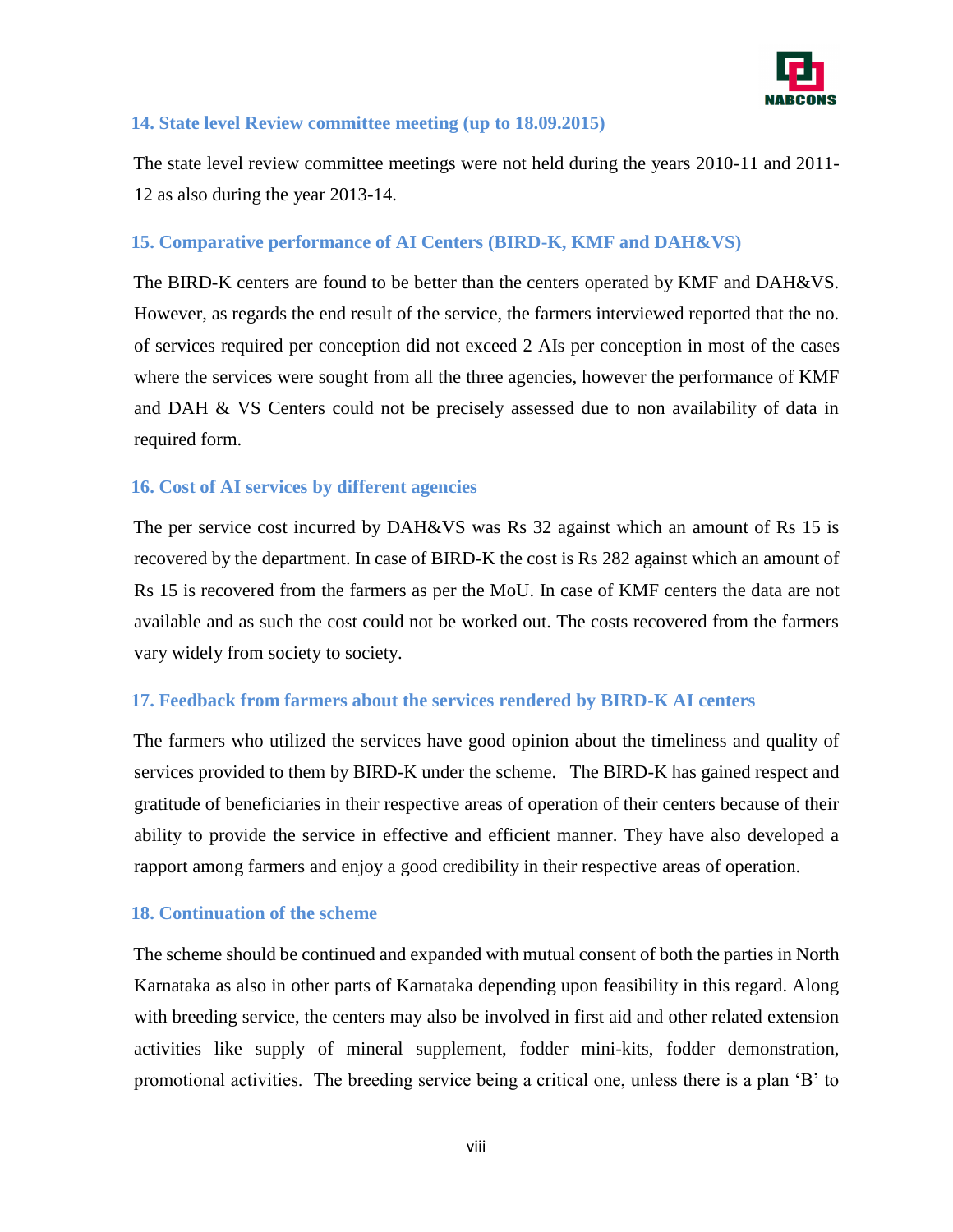### 14. State level Review committee meeting (up to 18.09.2015)

The state level review committee meetings were not held during the years 2010-11 and 2011-12 as also during the year 2013-14.

### 15. Comparative performance of AI Centers (BIRD-K, KMF and DAH&VS)

The BIRD-K centers are found to be better than the centers operated by KMF and DAH&VS. However, as regards the end result of the service, the farmers interviewed reported that the no. of services required per conception did not exceed 2 AIs per conception in most of the cases where the services were sought from all the three agencies, however the performance of KMF and DAH & VS Centers could not be precisely assessed due to non availability of data in required form.

### 16. Cost of AI services by different agencies

The per service cost incurred by DAH&VS was Rs 32 against which an amount of Rs 15 is recovered by the department. In case of BIRD-K the cost is Rs 282 against which an amount of Rs 15 is recovered from the farmers as per the MoU. In case of KMF centers the data are not available and as such the cost could not be worked out. The costs recovered from the farmers vary widely from society to society.

### 17. Feedback from farmers about the services rendered by BIRD-K AI centers

The farmers who utilized the services have good opinion about the timeliness and quality of services provided to them by BIRD-K under the scheme. The BIRD-K has gained respect and gratitude of beneficiaries in their respective areas of operation of their centers because of their ability to provide the service in effective and efficient manner. They have also developed a rapport among farmers and enjoy a good credibility in their respective areas of operation.

### 18. Continuation of the scheme

The scheme should be continued and expanded with mutual consent of both the parties in North Karnataka as also in other parts of Karnataka depending upon feasibility in this regard. Along with breeding service, the centers may also be involved in first aid and other related extension activities like supply of mineral supplement, fodder mini-kits, fodder demonstration, promotional activities. The breeding service being a critical one, unless there is a plan 'B' to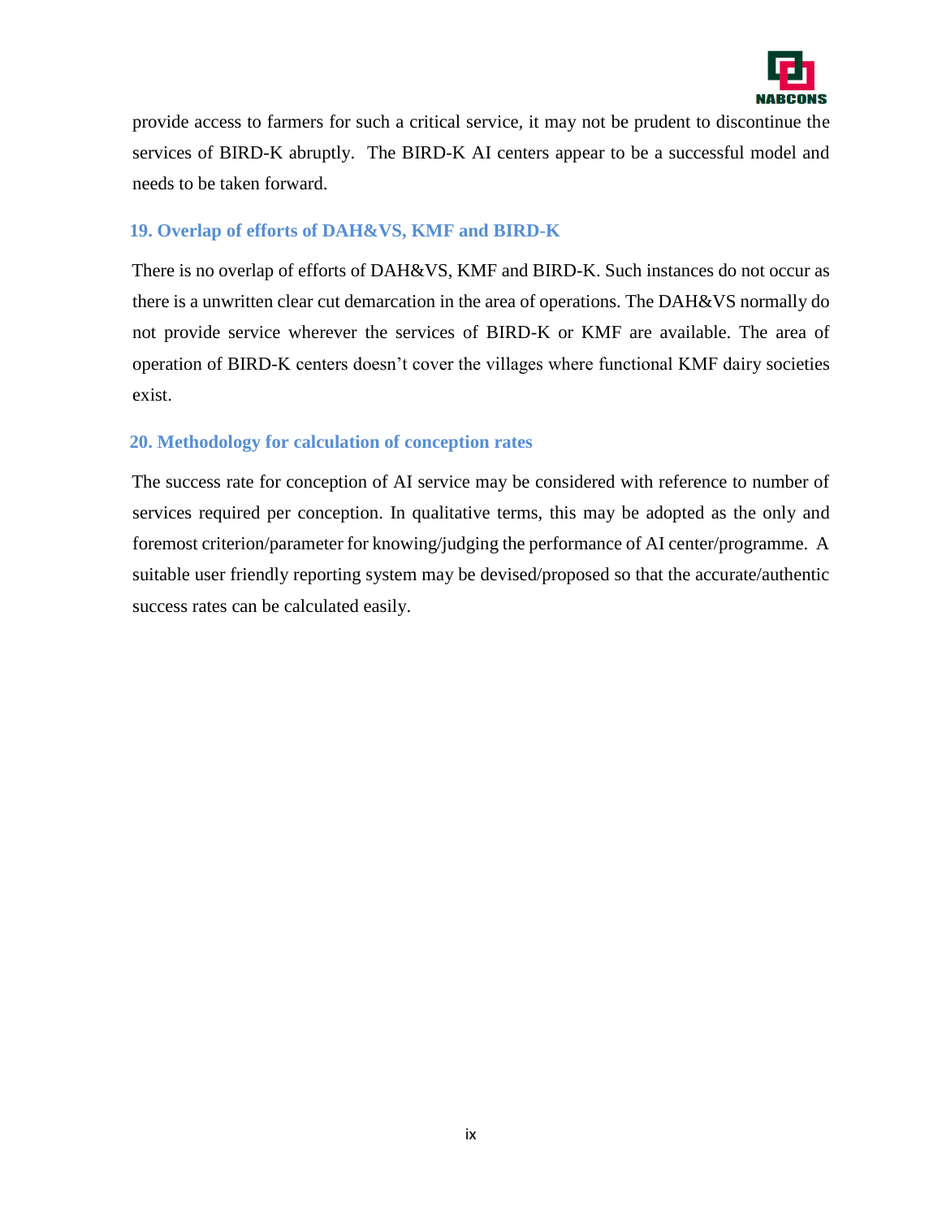provide access to farmers for such a critical service, it may not be prudent to discontinue the services of BIRD-K abruptly. The BIRD-K AI centers appear to be a successful model and needs to be taken forward.

### 19. Overlap of efforts of DAH&VS, KMF and BIRD-K

There is no overlap of efforts of DAH&VS, KMF and BIRD-K. Such instances do not occur as there is a unwritten clear cut demarcation in the area of operations. The DAH&VS normally do not provide service wherever the services of BIRD-K or KMF are available. The area of operation of BIRD-K centers doesn't cover the villages where functional KMF dairy societies exist.

### 20. Methodology for calculation of conception rates

The success rate for conception of AI service may be considered with reference to number of services required per conception. In qualitative terms, this may be adopted as the only and foremost criterion/parameter for knowing/judging the performance of AI center/programme. A suitable user friendly reporting system may be devised/proposed so that the accurate/authentic success rates can be calculated easily.